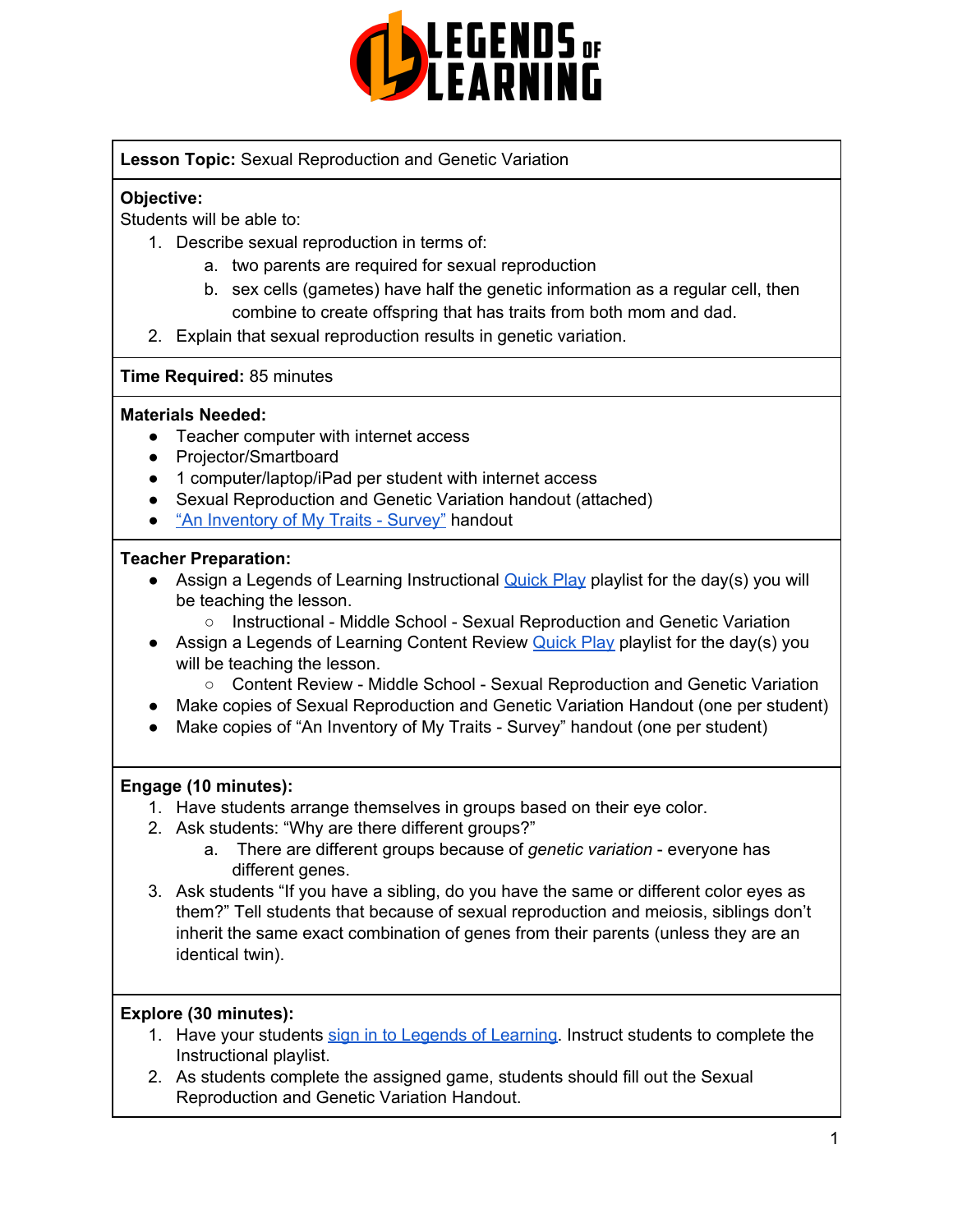**Lesson Topic:** Sexual Reproduction and Genetic Variation

**Objective:**
Students will be able to:

1. Describe sexual reproduction in terms of:
   a. two parents are required for sexual reproduction
   b. sex cells (gametes) have half the genetic information as a regular cell, then combine to create offspring that has traits from both mom and dad.
2. Explain that sexual reproduction results in genetic variation.

**Time Required:** 85 minutes

**Materials Needed:**

- Teacher computer with internet access
- Projector/Smartboard
- 1 computer/laptop/iPad per student with internet access
- Sexual Reproduction and Genetic Variation handout (attached)
- "An Inventory of My Traits - Survey" handout

**Teacher Preparation:**

- Assign a Legends of Learning Instructional Quick Play playlist for the day(s) you will be teaching the lesson.
  - Instructional - Middle School - Sexual Reproduction and Genetic Variation
- Assign a Legends of Learning Content Review Quick Play playlist for the day(s) you will be teaching the lesson.
  - Content Review - Middle School - Sexual Reproduction and Genetic Variation
- Make copies of Sexual Reproduction and Genetic Variation Handout (one per student)
- Make copies of "An Inventory of My Traits - Survey" handout (one per student)

**Engage (10 minutes):**

1. Have students arrange themselves in groups based on their eye color.
2. Ask students: "Why are there different groups?"
   a. There are different groups because of *genetic variation* - everyone has different genes.
3. Ask students "If you have a sibling, do you have the same or different color eyes as them?" Tell students that because of sexual reproduction and meiosis, siblings don't inherit the same exact combination of genes from their parents (unless they are an identical twin).

**Explore (30 minutes):**

1. Have your students sign in to Legends of Learning. Instruct students to complete the Instructional playlist.
2. As students complete the assigned game, students should fill out the Sexual Reproduction and Genetic Variation Handout.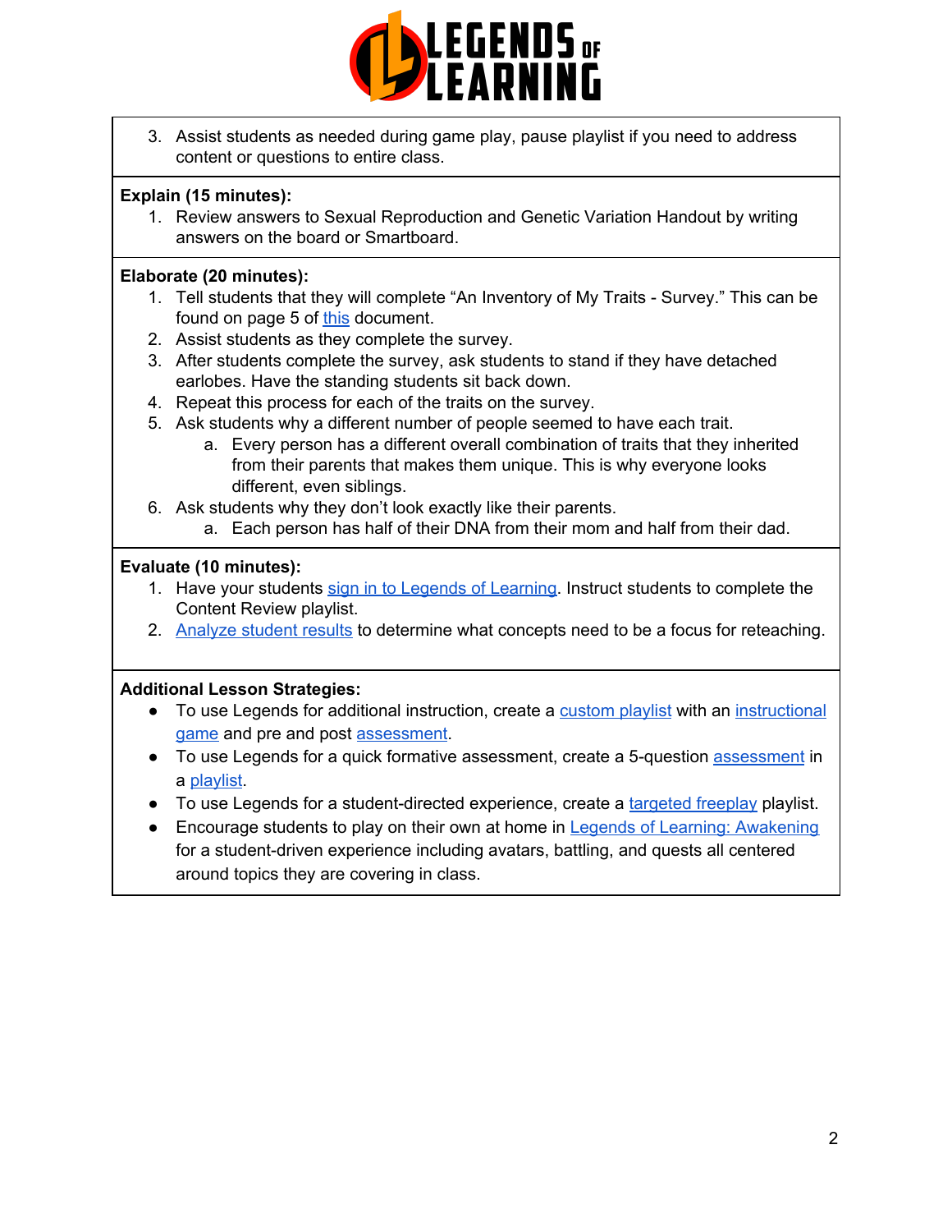3. Assist students as needed during game play, pause playlist if you need to address content or questions to entire class.

**Explain (15 minutes):**

1. Review answers to Sexual Reproduction and Genetic Variation Handout by writing answers on the board or Smartboard.

**Elaborate (20 minutes):**

1. Tell students that they will complete “An Inventory of My Traits - Survey.” This can be found on page 5 of this document.
2. Assist students as they complete the survey.
3. After students complete the survey, ask students to stand if they have detached earlobes. Have the standing students sit back down.
4. Repeat this process for each of the traits on the survey.
5. Ask students why a different number of people seemed to have each trait.
    a. Every person has a different overall combination of traits that they inherited from their parents that makes them unique. This is why everyone looks different, even siblings.
6. Ask students why they don’t look exactly like their parents.
    a. Each person has half of their DNA from their mom and half from their dad.

**Evaluate (10 minutes):**

1. Have your students sign in to Legends of Learning. Instruct students to complete the Content Review playlist.
2. Analyze student results to determine what concepts need to be a focus for reteaching.

**Additional Lesson Strategies:**

- To use Legends for additional instruction, create a custom playlist with an instructional game and pre and post assessment.
- To use Legends for a quick formative assessment, create a 5-question assessment in a playlist.
- To use Legends for a student-directed experience, create a targeted freeplay playlist.
- Encourage students to play on their own at home in Legends of Learning: Awakening for a student-driven experience including avatars, battling, and quests all centered around topics they are covering in class.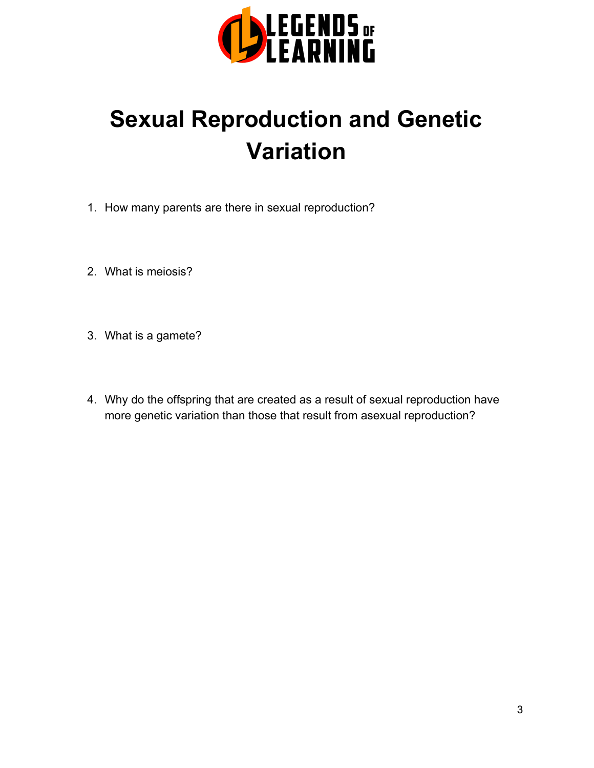LEGENDS OF LEARNING

# Sexual Reproduction and Genetic Variation

1. How many parents are there in sexual reproduction?

2. What is meiosis?

3. What is a gamete?

4. Why do the offspring that are created as a result of sexual reproduction have more genetic variation than those that result from asexual reproduction?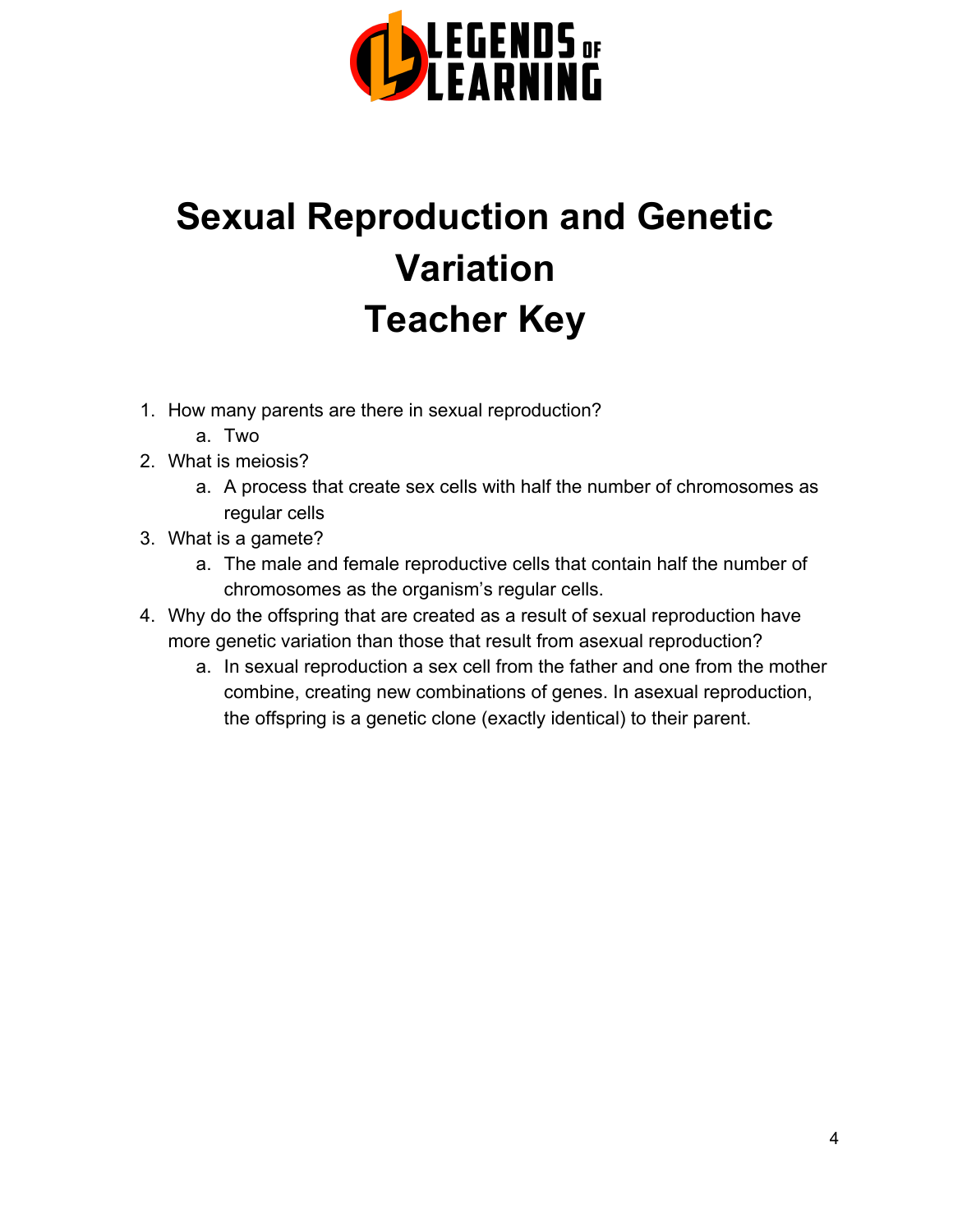# Sexual Reproduction and Genetic Variation
# Teacher Key

1. How many parents are there in sexual reproduction?
    a. Two
2. What is meiosis?
    a. A process that create sex cells with half the number of chromosomes as regular cells
3. What is a gamete?
    a. The male and female reproductive cells that contain half the number of chromosomes as the organism's regular cells.
4. Why do the offspring that are created as a result of sexual reproduction have more genetic variation than those that result from asexual reproduction?
    a. In sexual reproduction a sex cell from the father and one from the mother combine, creating new combinations of genes. In asexual reproduction, the offspring is a genetic clone (exactly identical) to their parent.